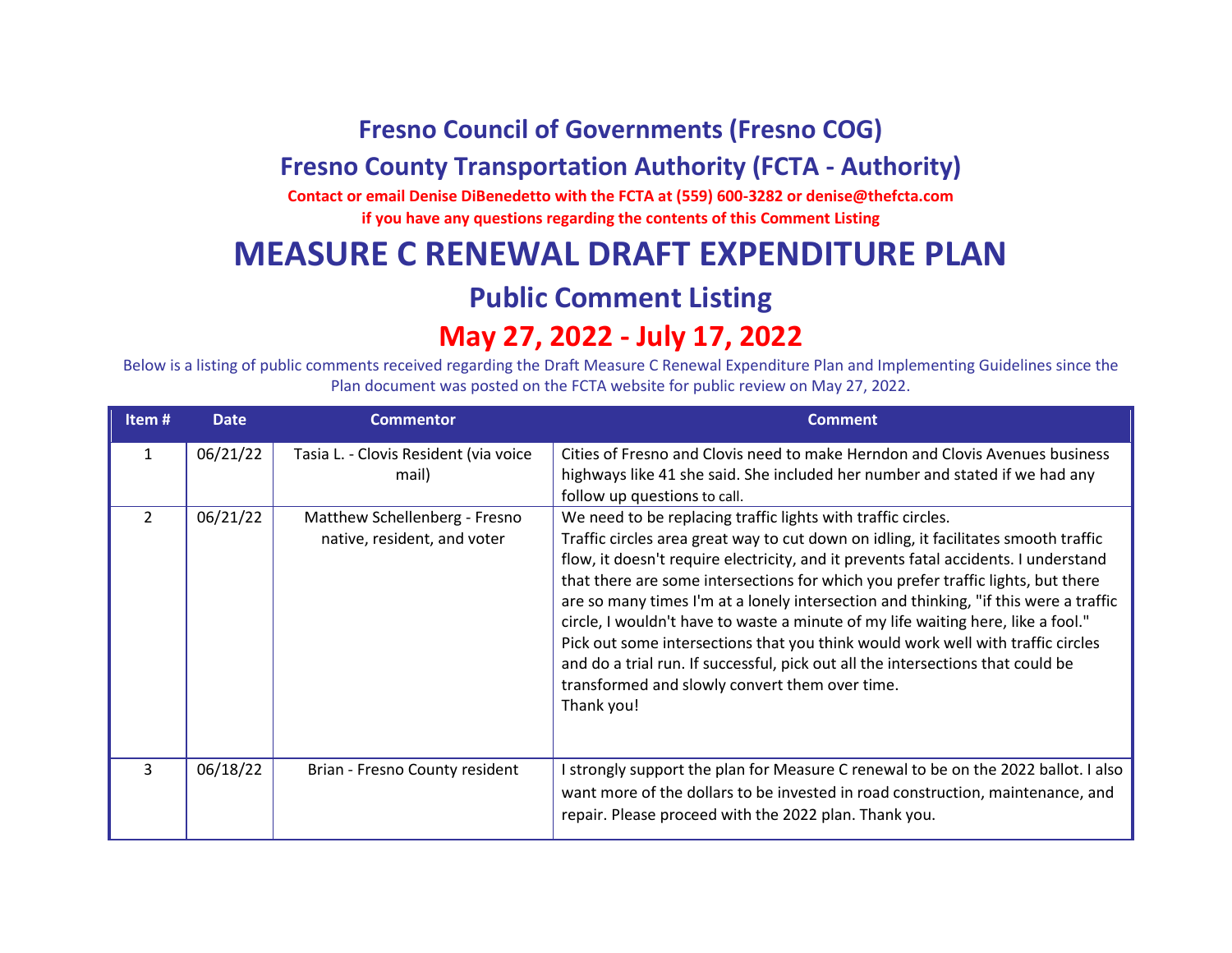# Fresno Council of Governments (Fresno COG)

## Fresno County Transportation Authority (FCTA - Authority)

**Contact or email Denise DiBenedetto with the FCTA at (559) 600-3282 or denise@thefcta.com**
**if you have any questions regarding the contents of this Comment Listing**

# MEASURE C RENEWAL DRAFT EXPENDITURE PLAN

## Public Comment Listing

## May 27, 2022 - July 17, 2022

Below is a listing of public comments received regarding the Draft Measure C Renewal Expenditure Plan and Implementing Guidelines since the Plan document was posted on the FCTA website for public review on May 27, 2022.

| Item # | Date | Commentor | Comment |
|---|---|---|---|
| 1 | 06/21/22 | Tasia L. - Clovis Resident (via voice mail) | Cities of Fresno and Clovis need to make Herndon and Clovis Avenues business highways like 41 she said. She included her number and stated if we had any follow up questions to call. |
| 2 | 06/21/22 | Matthew Schellenberg - Fresno native, resident, and voter | We need to be replacing traffic lights with traffic circles.<br>Traffic circles area great way to cut down on idling, it facilitates smooth traffic flow, it doesn't require electricity, and it prevents fatal accidents. I understand that there are some intersections for which you prefer traffic lights, but there are so many times I'm at a lonely intersection and thinking, "if this were a traffic circle, I wouldn't have to waste a minute of my life waiting here, like a fool." Pick out some intersections that you think would work well with traffic circles and do a trial run. If successful, pick out all the intersections that could be transformed and slowly convert them over time.<br>Thank you! |
| 3 | 06/18/22 | Brian - Fresno County resident | I strongly support the plan for Measure C renewal to be on the 2022 ballot. I also want more of the dollars to be invested in road construction, maintenance, and repair. Please proceed with the 2022 plan. Thank you. |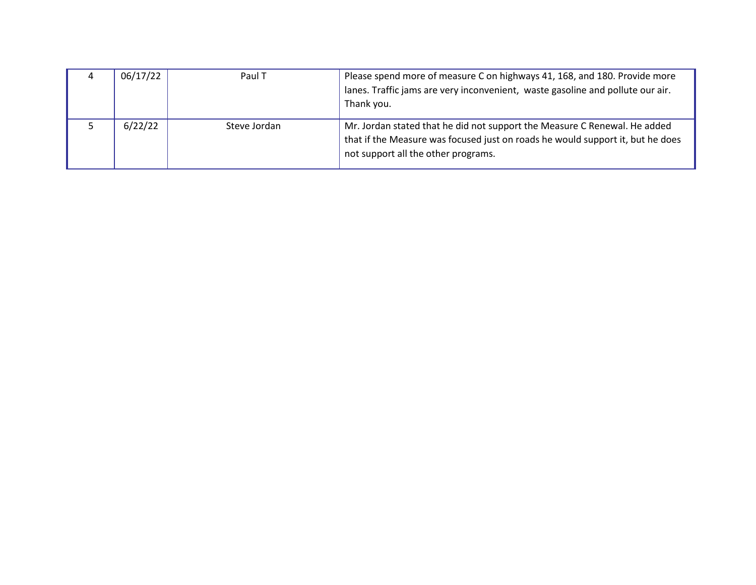| | | | |
|---|---|---|---|
| 4 | 06/17/22 | Paul T | Please spend more of measure C on highways 41, 168, and 180. Provide more lanes. Traffic jams are very inconvenient,  waste gasoline and pollute our air. Thank you. |
| 5 | 6/22/22 | Steve Jordan | Mr. Jordan stated that he did not support the Measure C Renewal. He added that if the Measure was focused just on roads he would support it, but he does not support all the other programs. |